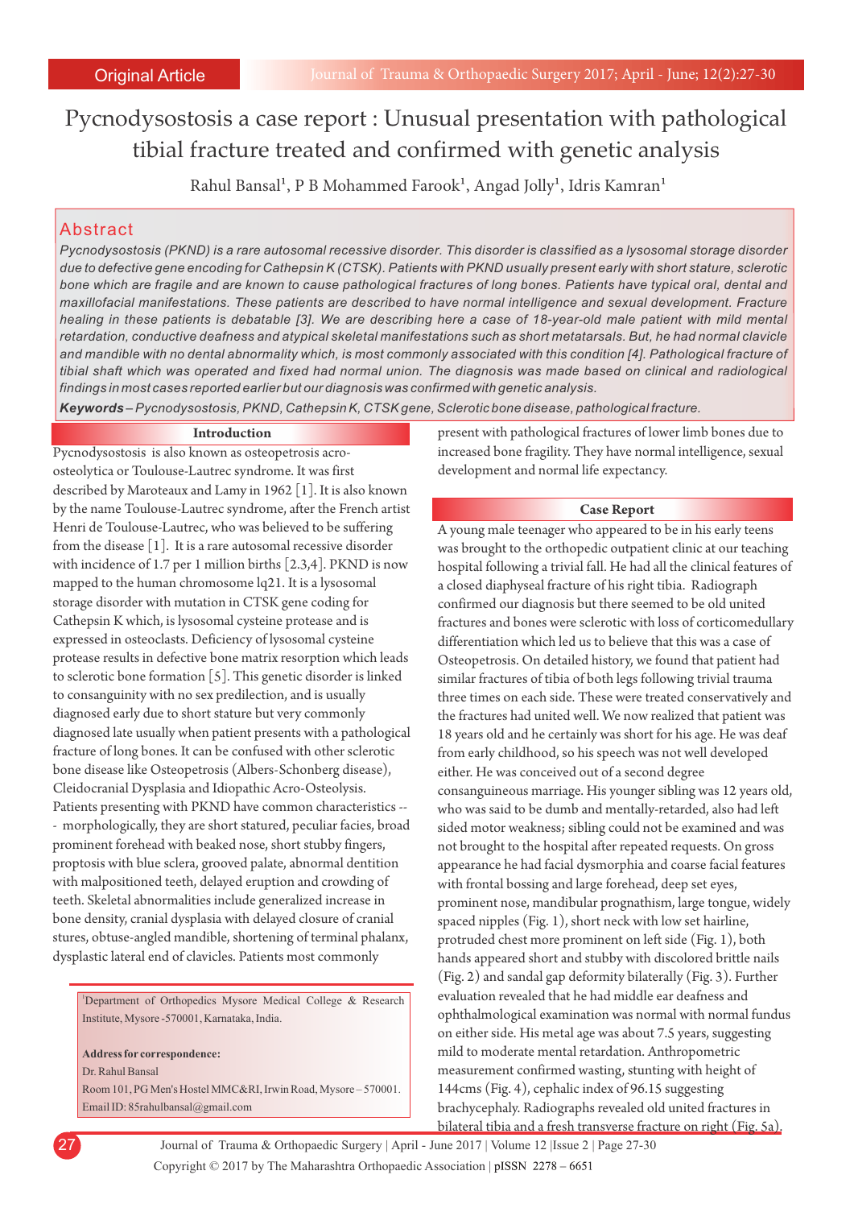Original Article

# Pycnodysostosis a case report : Unusual presentation with pathological tibial fracture treated and confirmed with genetic analysis

Rahul Bansal[1], P B Mohammed Farook[1], Angad Jolly[1], Idris Kamran[1]

## Abstract

*Pycnodysostosis (PKND) is a rare autosomal recessive disorder. This disorder is classified as a lysosomal storage disorder due to defective gene encoding for Cathepsin K (CTSK). Patients with PKND usually present early with short stature, sclerotic bone which are fragile and are known to cause pathological fractures of long bones. Patients have typical oral, dental and maxillofacial manifestations. These patients are described to have normal intelligence and sexual development. Fracture healing in these patients is debatable [3]. We are describing here a case of 18-year-old male patient with mild mental retardation, conductive deafness and atypical skeletal manifestations such as short metatarsals. But, he had normal clavicle and mandible with no dental abnormality which, is most commonly associated with this condition [4]. Pathological fracture of tibial shaft which was operated and fixed had normal union. The diagnosis was made based on clinical and radiological findings in most cases reported earlier but our diagnosis was confirmed with genetic analysis.*

***Keywords** – Pycnodysostosis, PKND, Cathepsin K, CTSK gene, Sclerotic bone disease, pathological fracture.*

## Introduction

Pycnodysostosis is also known as osteopetrosis acro-osteolytica or Toulouse-Lautrec syndrome. It was first described by Maroteaux and Lamy in 1962 [1]. It is also known by the name Toulouse-Lautrec syndrome, after the French artist Henri de Toulouse-Lautrec, who was believed to be suffering from the disease [1]. It is a rare autosomal recessive disorder with incidence of 1.7 per 1 million births [2,3,4]. PKND is now mapped to the human chromosome lq21. It is a lysosomal storage disorder with mutation in CTSK gene coding for Cathepsin K which, is lysosomal cysteine protease and is expressed in osteoclasts. Deficiency of lysosomal cysteine protease results in defective bone matrix resorption which leads to sclerotic bone formation [5]. This genetic disorder is linked to consanguinity with no sex predilection, and is usually diagnosed early due to short stature but very commonly diagnosed late usually when patient presents with a pathological fracture of long bones. It can be confused with other sclerotic bone disease like Osteopetrosis (Albers-Schonberg disease), Cleidocranial Dysplasia and Idiopathic Acro-Osteolysis. Patients presenting with PKND have common characteristics -- - morphologically, they are short statured, peculiar facies, broad prominent forehead with beaked nose, short stubby fingers, proptosis with blue sclera, grooved palate, abnormal dentition with malpositioned teeth, delayed eruption and crowding of teeth. Skeletal abnormalities include generalized increase in bone density, cranial dysplasia with delayed closure of cranial stures, obtuse-angled mandible, shortening of terminal phalanx, dysplastic lateral end of clavicles. Patients most commonly present with pathological fractures of lower limb bones due to increased bone fragility. They have normal intelligence, sexual development and normal life expectancy.

## Case Report

A young male teenager who appeared to be in his early teens was brought to the orthopedic outpatient clinic at our teaching hospital following a trivial fall. He had all the clinical features of a closed diaphyseal fracture of his right tibia. Radiograph confirmed our diagnosis but there seemed to be old united fractures and bones were sclerotic with loss of corticomedullary differentiation which led us to believe that this was a case of Osteopetrosis. On detailed history, we found that patient had similar fractures of tibia of both legs following trivial trauma three times on each side. These were treated conservatively and the fractures had united well. We now realized that patient was 18 years old and he certainly was short for his age. He was deaf from early childhood, so his speech was not well developed either. He was conceived out of a second degree consanguineous marriage. His younger sibling was 12 years old, who was said to be dumb and mentally-retarded, also had left sided motor weakness; sibling could not be examined and was not brought to the hospital after repeated requests. On gross appearance he had facial dysmorphia and coarse facial features with frontal bossing and large forehead, deep set eyes, prominent nose, mandibular prognathism, large tongue, widely spaced nipples (Fig. 1), short neck with low set hairline, protruded chest more prominent on left side (Fig. 1), both hands appeared short and stubby with discolored brittle nails (Fig. 2) and sandal gap deformity bilaterally (Fig. 3). Further evaluation revealed that he had middle ear deafness and ophthalmological examination was normal with normal fundus on either side. His metal age was about 7.5 years, suggesting mild to moderate mental retardation. Anthropometric measurement confirmed wasting, stunting with height of 144cms (Fig. 4), cephalic index of 96.15 suggesting brachycephaly. Radiographs revealed old united fractures in bilateral tibia and a fresh transverse fracture on right (Fig. 5a).

[1]Department of Orthopedics Mysore Medical College & Research Institute, Mysore -570001, Karnataka, India.

**Address for correspondence:**
Dr. Rahul Bansal
Room 101, PG Men's Hostel MMC&RI, Irwin Road, Mysore – 570001.
Email ID: 85rahulbansal@gmail.com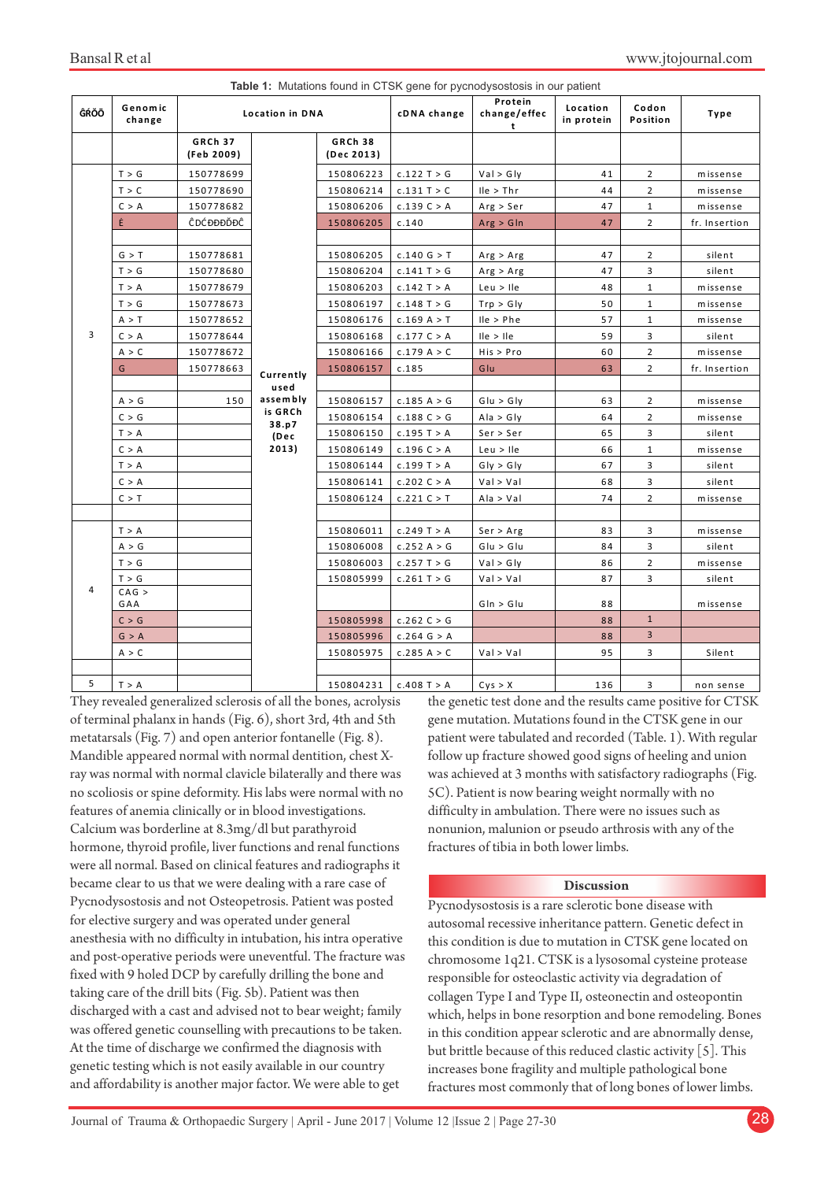**Table 1:** Mutations found in CTSK gene for pycnodysostosis in our patient

| ĜŔÕŌ | Genomic change | Location in DNA | | | cDNA change | Protein change/effect | Location in protein | Codon Position | Type |
|---|---|---|---|---|---|---|---|---|---|
| | | GRCh 37 (Feb 2009) | | GRCh 38 (Dec 2013) | | | | | |
| 3 | T > G | 150778699 | Currently used assembly is GRCh 38.p7 (Dec 2013) | 150806223 | c.122 T > G | Val > Gly | 41 | 2 | missense |
| | T > C | 150778690 | | 150806214 | c.131 T > C | Ile > Thr | 44 | 2 | missense |
| | C > A | 150778682 | | 150806206 | c.139 C > A | Arg > Ser | 47 | 1 | missense |
| | É | ĈDĆĐĐĐĎĈ | | 150806205 | c.140 | Arg > Gln | 47 | 2 | fr. Insertion |
| | | | | | | | | | |
| | G > T | 150778681 | | 150806205 | c.140 G > T | Arg > Arg | 47 | 2 | silent |
| | T > G | 150778680 | | 150806204 | c.141 T > G | Arg > Arg | 47 | 3 | silent |
| | T > A | 150778679 | | 150806203 | c.142 T > A | Leu > Ile | 48 | 1 | missense |
| | T > G | 150778673 | | 150806197 | c.148 T > G | Trp > Gly | 50 | 1 | missense |
| | A > T | 150778652 | | 150806176 | c.169 A > T | Ile > Phe | 57 | 1 | missense |
| | C > A | 150778644 | | 150806168 | c.177 C > A | Ile > Ile | 59 | 3 | silent |
| | A > C | 150778672 | | 150806166 | c.179 A > C | His > Pro | 60 | 2 | missense |
| | G | 150778663 | | 150806157 | c.185 | Glu | 63 | 2 | fr. Insertion |
| | | | | | | | | | |
| | A > G | 150 | | 150806157 | c.185 A > G | Glu > Gly | 63 | 2 | missense |
| | C > G | | | 150806154 | c.188 C > G | Ala > Gly | 64 | 2 | missense |
| | T > A | | | 150806150 | c.195 T > A | Ser > Ser | 65 | 3 | silent |
| | C > A | | | 150806149 | c.196 C > A | Leu > Ile | 66 | 1 | missense |
| | T > A | | | 150806144 | c.199 T > A | Gly > Gly | 67 | 3 | silent |
| | C > A | | | 150806141 | c.202 C > A | Val > Val | 68 | 3 | silent |
| | C > T | | | 150806124 | c.221 C > T | Ala > Val | 74 | 2 | missense |
| | | | | | | | | | |
| 4 | T > A | | | 150806011 | c.249 T > A | Ser > Arg | 83 | 3 | missense |
| | A > G | | | 150806008 | c.252 A > G | Glu > Glu | 84 | 3 | silent |
| | T > G | | | 150806003 | c.257 T > G | Val > Gly | 86 | 2 | missense |
| | T > G | | | 150805999 | c.261 T > G | Val > Val | 87 | 3 | silent |
| | CAG > GAA | | | | | Gln > Glu | 88 | | missense |
| | C > G | | | 150805998 | c.262 C > G | | 88 | 1 | |
| | G > A | | | 150805996 | c.264 G > A | | 88 | 3 | |
| | A > C | | | 150805975 | c.285 A > C | Val > Val | 95 | 3 | Silent |
| | | | | | | | | | |
| 5 | T > A | | | 150804231 | c.408 T > A | Cys > X | 136 | 3 | non sense |

They revealed generalized sclerosis of all the bones, acrolysis of terminal phalanx in hands (Fig. 6), short 3rd, 4th and 5th metatarsals (Fig. 7) and open anterior fontanelle (Fig. 8). Mandible appeared normal with normal dentition, chest X-ray was normal with normal clavicle bilaterally and there was no scoliosis or spine deformity. His labs were normal with no features of anemia clinically or in blood investigations. Calcium was borderline at 8.3mg/dl but parathyroid hormone, thyroid profile, liver functions and renal functions were all normal. Based on clinical features and radiographs it became clear to us that we were dealing with a rare case of Pycnodysostosis and not Osteopetrosis. Patient was posted for elective surgery and was operated under general anesthesia with no difficulty in intubation, his intra operative and post-operative periods were uneventful. The fracture was fixed with 9 holed DCP by carefully drilling the bone and taking care of the drill bits (Fig. 5b). Patient was then discharged with a cast and advised not to bear weight; family was offered genetic counselling with precautions to be taken. At the time of discharge we confirmed the diagnosis with genetic testing which is not easily available in our country and affordability is another major factor. We were able to get the genetic test done and the results came positive for CTSK gene mutation. Mutations found in the CTSK gene in our patient were tabulated and recorded (Table. 1). With regular follow up fracture showed good signs of healing and union was achieved at 3 months with satisfactory radiographs (Fig. 5C). Patient is now bearing weight normally with no difficulty in ambulation. There were no issues such as nonunion, malunion or pseudo arthrosis with any of the fractures of tibia in both lower limbs.

## Discussion

Pycnodysostosis is a rare sclerotic bone disease with autosomal recessive inheritance pattern. Genetic defect in this condition is due to mutation in CTSK gene located on chromosome 1q21. CTSK is a lysosomal cysteine protease responsible for osteoclastic activity via degradation of collagen Type I and Type II, osteonectin and osteopontin which, helps in bone resorption and bone remodeling. Bones in this condition appear sclerotic and are abnormally dense, but brittle because of this reduced clastic activity [5]. This increases bone fragility and multiple pathological bone fractures most commonly that of long bones of lower limbs.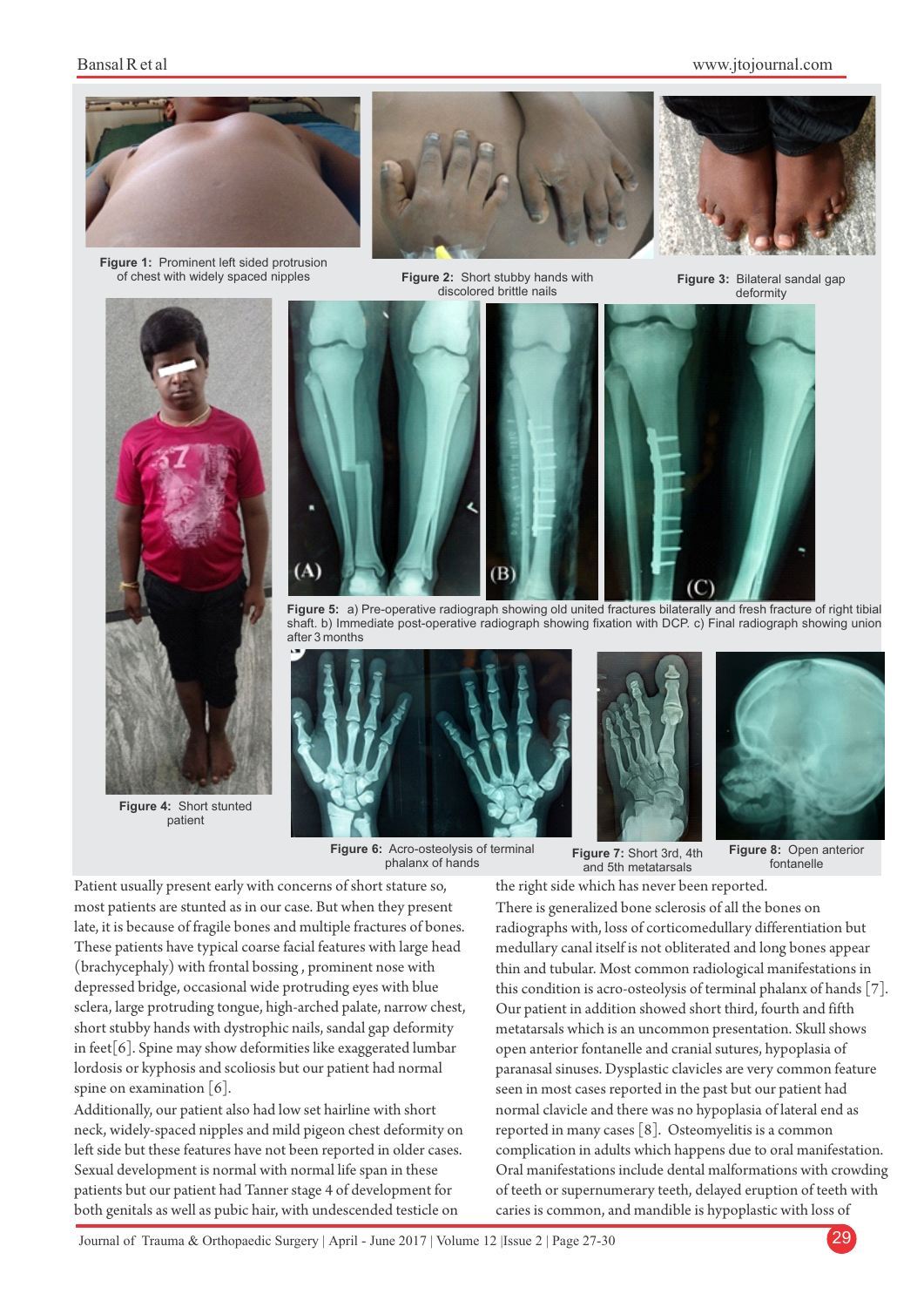Figure 1: Prominent left sided protrusion of chest with widely spaced nipples

Figure 2: Short stubby hands with discolored brittle nails

Figure 3: Bilateral sandal gap deformity

Figure 4: Short stunted patient

Figure 5: a) Pre-operative radiograph showing old united fractures bilaterally and fresh fracture of right tibial shaft. b) Immediate post-operative radiograph showing fixation with DCP. c) Final radiograph showing union after 3 months

Figure 6: Acro-osteolysis of terminal phalanx of hands

Figure 7: Short 3rd, 4th and 5th metatarsals

Figure 8: Open anterior fontanelle

Patient usually present early with concerns of short stature so, most patients are stunted as in our case. But when they present late, it is because of fragile bones and multiple fractures of bones. These patients have typical coarse facial features with large head (brachycephaly) with frontal bossing , prominent nose with depressed bridge, occasional wide protruding eyes with blue sclera, large protruding tongue, high-arched palate, narrow chest, short stubby hands with dystrophic nails, sandal gap deformity in feet[6]. Spine may show deformities like exaggerated lumbar lordosis or kyphosis and scoliosis but our patient had normal spine on examination [6].

Additionally, our patient also had low set hairline with short neck, widely-spaced nipples and mild pigeon chest deformity on left side but these features have not been reported in older cases. Sexual development is normal with normal life span in these patients but our patient had Tanner stage 4 of development for both genitals as well as pubic hair, with undescended testicle on the right side which has never been reported.

There is generalized bone sclerosis of all the bones on radiographs with, loss of corticomedullary differentiation but medullary canal itself is not obliterated and long bones appear thin and tubular. Most common radiological manifestations in this condition is acro-osteolysis of terminal phalanx of hands [7]. Our patient in addition showed short third, fourth and fifth metatarsals which is an uncommon presentation. Skull shows open anterior fontanelle and cranial sutures, hypoplasia of paranasal sinuses. Dysplastic clavicles are very common feature seen in most cases reported in the past but our patient had normal clavicle and there was no hypoplasia of lateral end as reported in many cases [8]. Osteomyelitis is a common complication in adults which happens due to oral manifestation. Oral manifestations include dental malformations with crowding of teeth or supernumerary teeth, delayed eruption of teeth with caries is common, and mandible is hypoplastic with loss of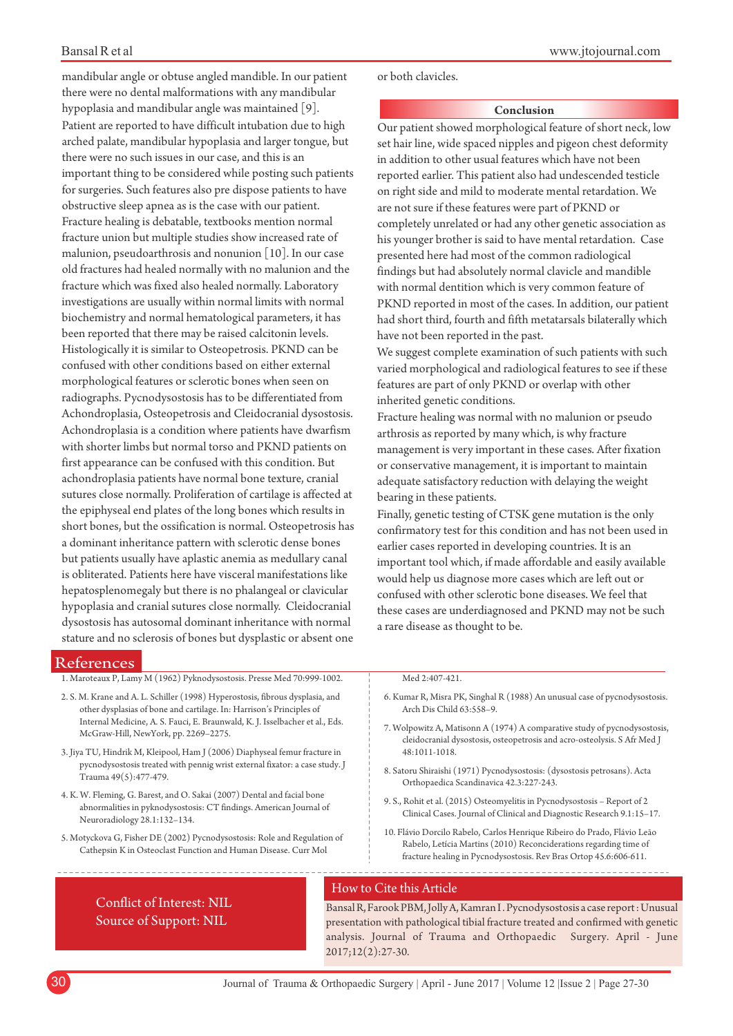mandibular angle or obtuse angled mandible. In our patient there were no dental malformations with any mandibular hypoplasia and mandibular angle was maintained [9]. Patient are reported to have difficult intubation due to high arched palate, mandibular hypoplasia and larger tongue, but there were no such issues in our case, and this is an important thing to be considered while posting such patients for surgeries. Such features also pre dispose patients to have obstructive sleep apnea as is the case with our patient. Fracture healing is debatable, textbooks mention normal fracture union but multiple studies show increased rate of malunion, pseudoarthrosis and nonunion [10]. In our case old fractures had healed normally with no malunion and the fracture which was fixed also healed normally. Laboratory investigations are usually within normal limits with normal biochemistry and normal hematological parameters, it has been reported that there may be raised calcitonin levels. Histologically it is similar to Osteopetrosis. PKND can be confused with other conditions based on either external morphological features or sclerotic bones when seen on radiographs. Pycnodysostosis has to be differentiated from Achondroplasia, Osteopetrosis and Cleidocranial dysostosis. Achondroplasia is a condition where patients have dwarfism with shorter limbs but normal torso and PKND patients on first appearance can be confused with this condition. But achondroplasia patients have normal bone texture, cranial sutures close normally. Proliferation of cartilage is affected at the epiphyseal end plates of the long bones which results in short bones, but the ossification is normal. Osteopetrosis has a dominant inheritance pattern with sclerotic dense bones but patients usually have aplastic anemia as medullary canal is obliterated. Patients here have visceral manifestations like hepatosplenomegaly but there is no phalangeal or clavicular hypoplasia and cranial sutures close normally. Cleidocranial dysostosis has autosomal dominant inheritance with normal stature and no sclerosis of bones but dysplastic or absent one or both clavicles.

## Conclusion

Our patient showed morphological feature of short neck, low set hair line, wide spaced nipples and pigeon chest deformity in addition to other usual features which have not been reported earlier. This patient also had undescended testicle on right side and mild to moderate mental retardation. We are not sure if these features were part of PKND or completely unrelated or had any other genetic association as his younger brother is said to have mental retardation. Case presented here had most of the common radiological findings but had absolutely normal clavicle and mandible with normal dentition which is very common feature of PKND reported in most of the cases. In addition, our patient had short third, fourth and fifth metatarsals bilaterally which have not been reported in the past.

We suggest complete examination of such patients with such varied morphological and radiological features to see if these features are part of only PKND or overlap with other inherited genetic conditions.

Fracture healing was normal with no malunion or pseudo arthrosis as reported by many which, is why fracture management is very important in these cases. After fixation or conservative management, it is important to maintain adequate satisfactory reduction with delaying the weight bearing in these patients.

Finally, genetic testing of CTSK gene mutation is the only confirmatory test for this condition and has not been used in earlier cases reported in developing countries. It is an important tool which, if made affordable and easily available would help us diagnose more cases which are left out or confused with other sclerotic bone diseases. We feel that these cases are underdiagnosed and PKND may not be such a rare disease as thought to be.

## References

1. Maroteaux P, Lamy M (1962) Pyknodysostosis. Presse Med 70:999-1002.
2. S. M. Krane and A. L. Schiller (1998) Hyperostosis, fibrous dysplasia, and other dysplasias of bone and cartilage. In: Harrison's Principles of Internal Medicine, A. S. Fauci, E. Braunwald, K. J. Isselbacher et al., Eds. McGraw-Hill, NewYork, pp. 2269–2275.
3. Jiya TU, Hindrik M, Kleipool, Ham J (2006) Diaphyseal femur fracture in pycnodysostosis treated with pennig wrist external fixator: a case study. J Trauma 49(5):477-479.
4. K. W. Fleming, G. Barest, and O. Sakai (2007) Dental and facial bone abnormalities in pyknodysostosis: CT findings. American Journal of Neuroradiology 28.1:132–134.
5. Motyckova G, Fisher DE (2002) Pycnodysostosis: Role and Regulation of Cathepsin K in Osteoclast Function and Human Disease. Curr Mol Med 2:407-421.
6. Kumar R, Misra PK, Singhal R (1988) An unusual case of pycnodysostosis. Arch Dis Child 63:558–9.
7. Wolpowitz A, Matisonn A (1974) A comparative study of pycnodysostosis, cleidocranial dysostosis, osteopetrosis and acro-osteolysis. S Afr Med J 48:1011-1018.
8. Satoru Shiraishi (1971) Pycnodysostosis: (dysostosis petrosans). Acta Orthopaedica Scandinavica 42.3:227-243.
9. S., Rohit et al. (2015) Osteomyelitis in Pycnodysostosis – Report of 2 Clinical Cases. Journal of Clinical and Diagnostic Research 9.1:15–17.
10. Flávio Dorcilo Rabelo, Carlos Henrique Ribeiro do Prado, Flávio Leão Rabelo, Letícia Martins (2010) Reconciderations regarding time of fracture healing in Pycnodysostosis. Rev Bras Ortop 45.6:606-611.

Conflict of Interest: NIL
Source of Support: NIL

### How to Cite this Article

Bansal R, Farook PBM, Jolly A, Kamran I . Pycnodysostosis a case report : Unusual presentation with pathological tibial fracture treated and confirmed with genetic analysis. Journal of Trauma and Orthopaedic Surgery. April - June 2017;12(2):27-30.